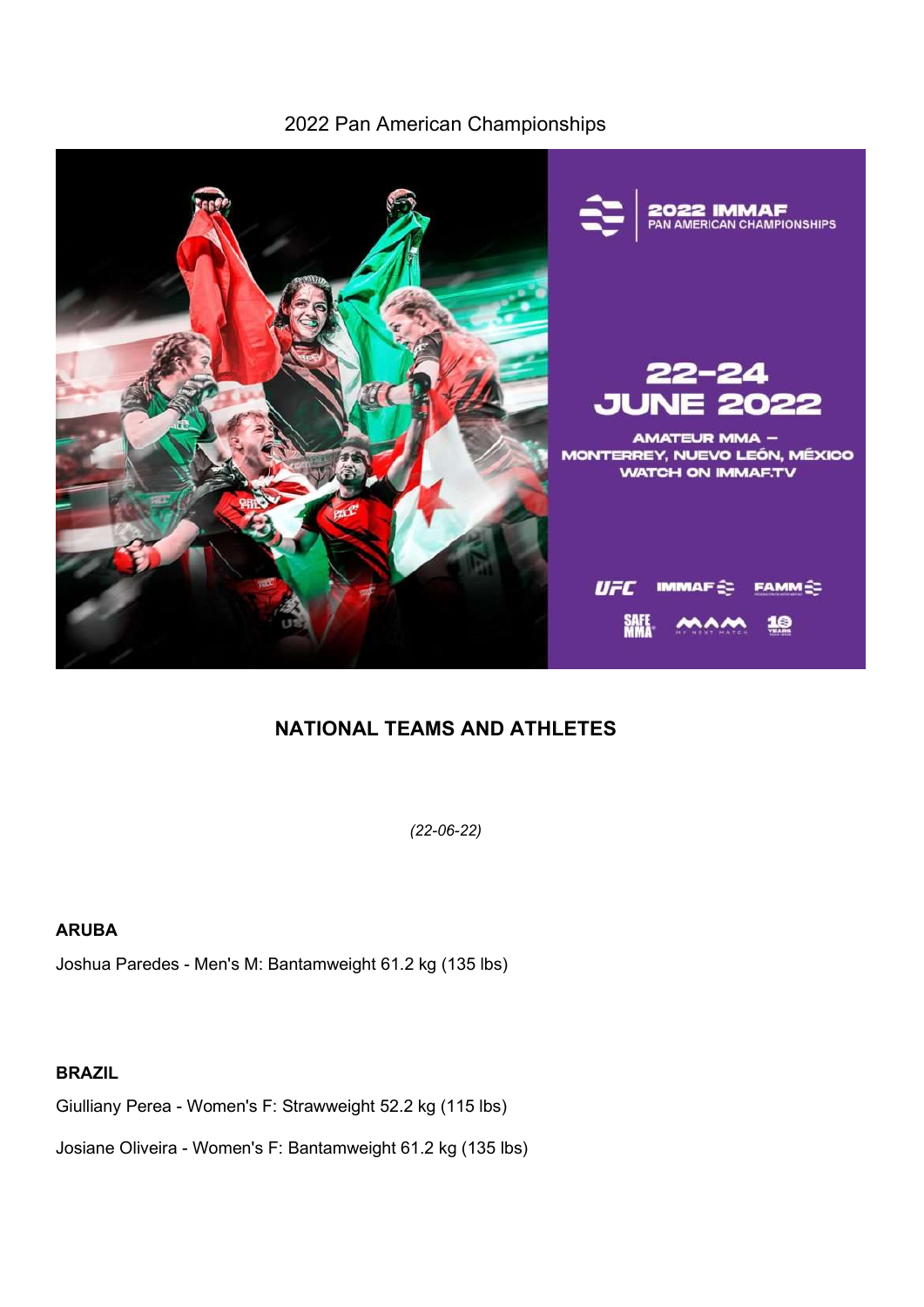2022 Pan American Championships

## NATIONAL TEAMS AND ATHLETES

*(22-06-22)*

**ARUBA**

Joshua Paredes - Men's M: Bantamweight 61.2 kg (135 lbs)

**BRAZIL**

Giulliany Perea - Women's F: Strawweight 52.2 kg (115 lbs)

Josiane Oliveira - Women's F: Bantamweight 61.2 kg (135 lbs)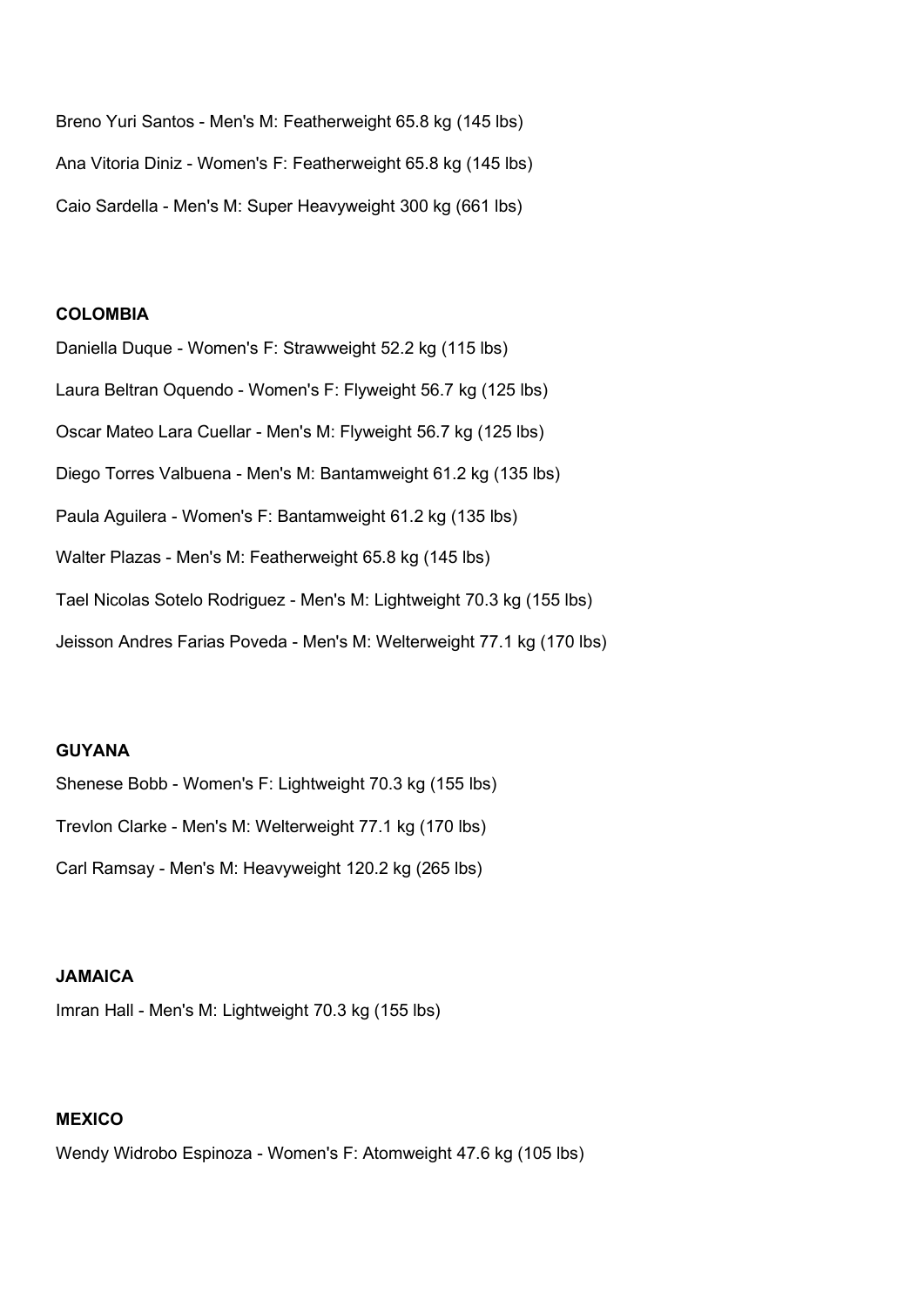Breno Yuri Santos - Men's M: Featherweight 65.8 kg (145 lbs)

Ana Vitoria Diniz - Women's F: Featherweight 65.8 kg (145 lbs)

Caio Sardella - Men's M: Super Heavyweight 300 kg (661 lbs)

**COLOMBIA**

Daniella Duque - Women's F: Strawweight 52.2 kg (115 lbs)

Laura Beltran Oquendo - Women's F: Flyweight 56.7 kg (125 lbs)

Oscar Mateo Lara Cuellar - Men's M: Flyweight 56.7 kg (125 lbs)

Diego Torres Valbuena - Men's M: Bantamweight 61.2 kg (135 lbs)

Paula Aguilera - Women's F: Bantamweight 61.2 kg (135 lbs)

Walter Plazas - Men's M: Featherweight 65.8 kg (145 lbs)

Tael Nicolas Sotelo Rodriguez - Men's M: Lightweight 70.3 kg (155 lbs)

Jeisson Andres Farias Poveda - Men's M: Welterweight 77.1 kg (170 lbs)

**GUYANA**

Shenese Bobb - Women's F: Lightweight 70.3 kg (155 lbs)

Trevlon Clarke - Men's M: Welterweight 77.1 kg (170 lbs)

Carl Ramsay - Men's M: Heavyweight 120.2 kg (265 lbs)

**JAMAICA**

Imran Hall - Men's M: Lightweight 70.3 kg (155 lbs)

**MEXICO**

Wendy Widrobo Espinoza - Women's F: Atomweight 47.6 kg (105 lbs)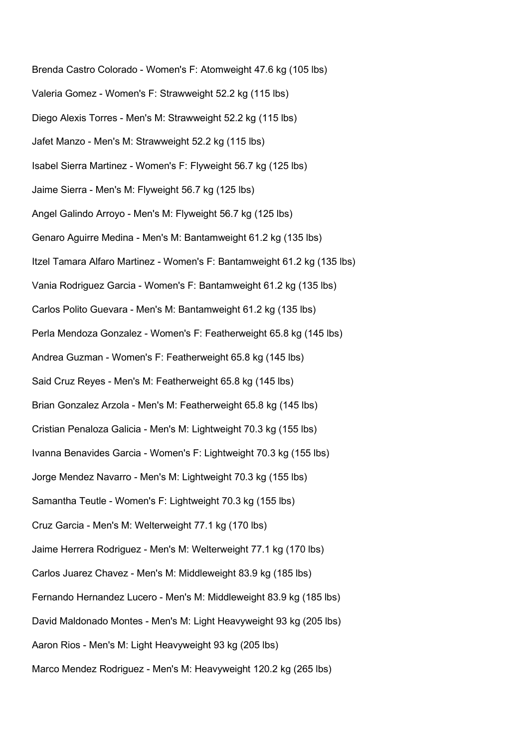Brenda Castro Colorado - Women's F: Atomweight 47.6 kg (105 lbs)

Valeria Gomez - Women's F: Strawweight 52.2 kg (115 lbs)

Diego Alexis Torres - Men's M: Strawweight 52.2 kg (115 lbs)

Jafet Manzo - Men's M: Strawweight 52.2 kg (115 lbs)

Isabel Sierra Martinez - Women's F: Flyweight 56.7 kg (125 lbs)

Jaime Sierra - Men's M: Flyweight 56.7 kg (125 lbs)

Angel Galindo Arroyo - Men's M: Flyweight 56.7 kg (125 lbs)

Genaro Aguirre Medina - Men's M: Bantamweight 61.2 kg (135 lbs)

Itzel Tamara Alfaro Martinez - Women's F: Bantamweight 61.2 kg (135 lbs)

Vania Rodriguez Garcia - Women's F: Bantamweight 61.2 kg (135 lbs)

Carlos Polito Guevara - Men's M: Bantamweight 61.2 kg (135 lbs)

Perla Mendoza Gonzalez - Women's F: Featherweight 65.8 kg (145 lbs)

Andrea Guzman - Women's F: Featherweight 65.8 kg (145 lbs)

Said Cruz Reyes - Men's M: Featherweight 65.8 kg (145 lbs)

Brian Gonzalez Arzola - Men's M: Featherweight 65.8 kg (145 lbs)

Cristian Penaloza Galicia - Men's M: Lightweight 70.3 kg (155 lbs)

Ivanna Benavides Garcia - Women's F: Lightweight 70.3 kg (155 lbs)

Jorge Mendez Navarro - Men's M: Lightweight 70.3 kg (155 lbs)

Samantha Teutle - Women's F: Lightweight 70.3 kg (155 lbs)

Cruz Garcia - Men's M: Welterweight 77.1 kg (170 lbs)

Jaime Herrera Rodriguez - Men's M: Welterweight 77.1 kg (170 lbs)

Carlos Juarez Chavez - Men's M: Middleweight 83.9 kg (185 lbs)

Fernando Hernandez Lucero - Men's M: Middleweight 83.9 kg (185 lbs)

David Maldonado Montes - Men's M: Light Heavyweight 93 kg (205 lbs)

Aaron Rios - Men's M: Light Heavyweight 93 kg (205 lbs)

Marco Mendez Rodriguez - Men's M: Heavyweight 120.2 kg (265 lbs)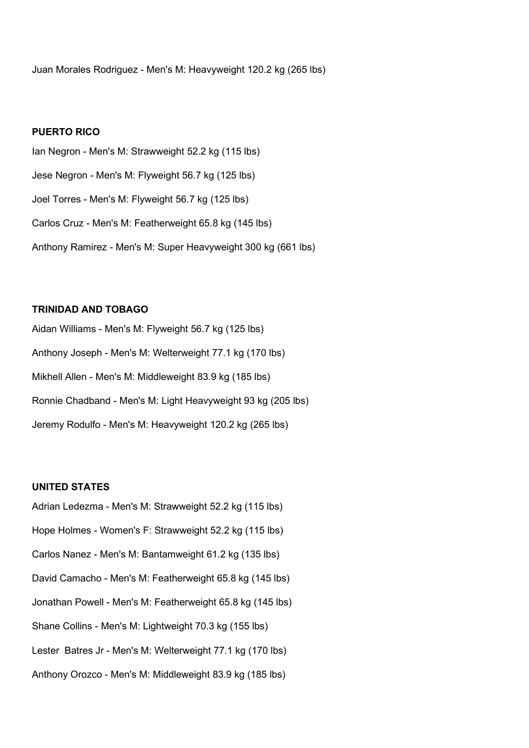Juan Morales Rodriguez - Men's M: Heavyweight 120.2 kg (265 lbs)

**PUERTO RICO**

Ian Negron - Men's M: Strawweight 52.2 kg (115 lbs)

Jese Negron - Men's M: Flyweight 56.7 kg (125 lbs)

Joel Torres - Men's M: Flyweight 56.7 kg (125 lbs)

Carlos Cruz - Men's M: Featherweight 65.8 kg (145 lbs)

Anthony Ramirez - Men's M: Super Heavyweight 300 kg (661 lbs)

**TRINIDAD AND TOBAGO**

Aidan Williams - Men's M: Flyweight 56.7 kg (125 lbs)

Anthony Joseph - Men's M: Welterweight 77.1 kg (170 lbs)

Mikhell Allen - Men's M: Middleweight 83.9 kg (185 lbs)

Ronnie Chadband - Men's M: Light Heavyweight 93 kg (205 lbs)

Jeremy Rodulfo - Men's M: Heavyweight 120.2 kg (265 lbs)

**UNITED STATES**

Adrian Ledezma - Men's M: Strawweight 52.2 kg (115 lbs)

Hope Holmes - Women's F: Strawweight 52.2 kg (115 lbs)

Carlos Nanez - Men's M: Bantamweight 61.2 kg (135 lbs)

David Camacho - Men's M: Featherweight 65.8 kg (145 lbs)

Jonathan Powell - Men's M: Featherweight 65.8 kg (145 lbs)

Shane Collins - Men's M: Lightweight 70.3 kg (155 lbs)

Lester Batres Jr - Men's M: Welterweight 77.1 kg (170 lbs)

Anthony Orozco - Men's M: Middleweight 83.9 kg (185 lbs)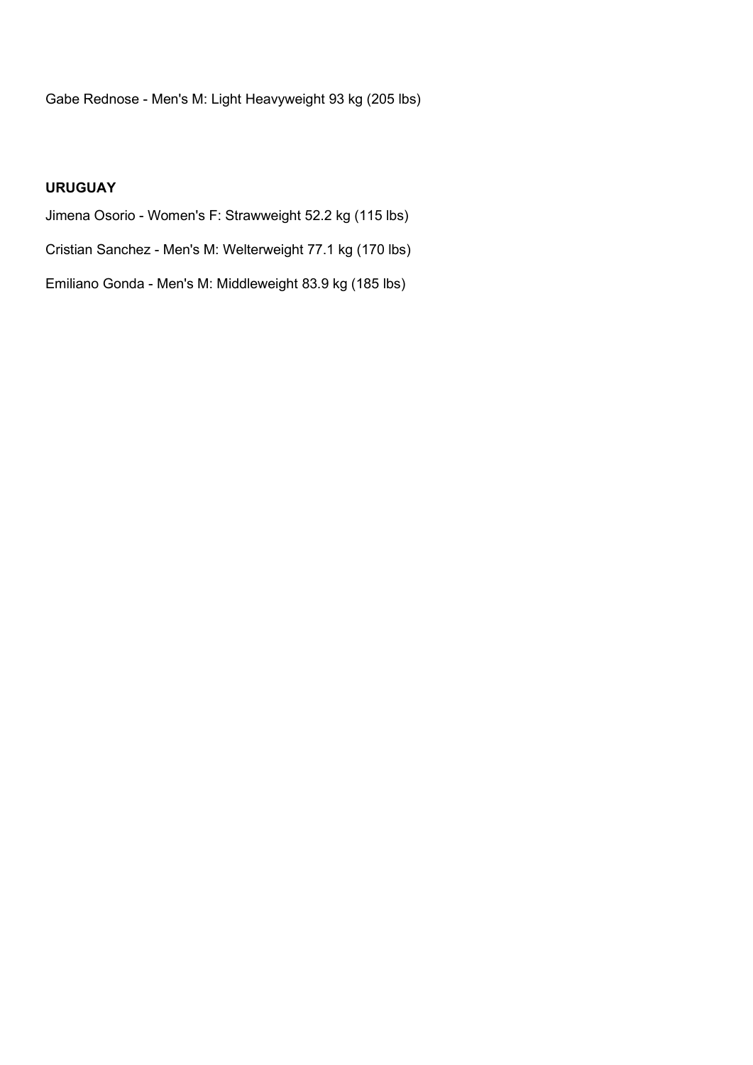Gabe Rednose - Men's M: Light Heavyweight 93 kg (205 lbs)

**URUGUAY**

Jimena Osorio - Women's F: Strawweight 52.2 kg (115 lbs)

Cristian Sanchez - Men's M: Welterweight 77.1 kg (170 lbs)

Emiliano Gonda - Men's M: Middleweight 83.9 kg (185 lbs)